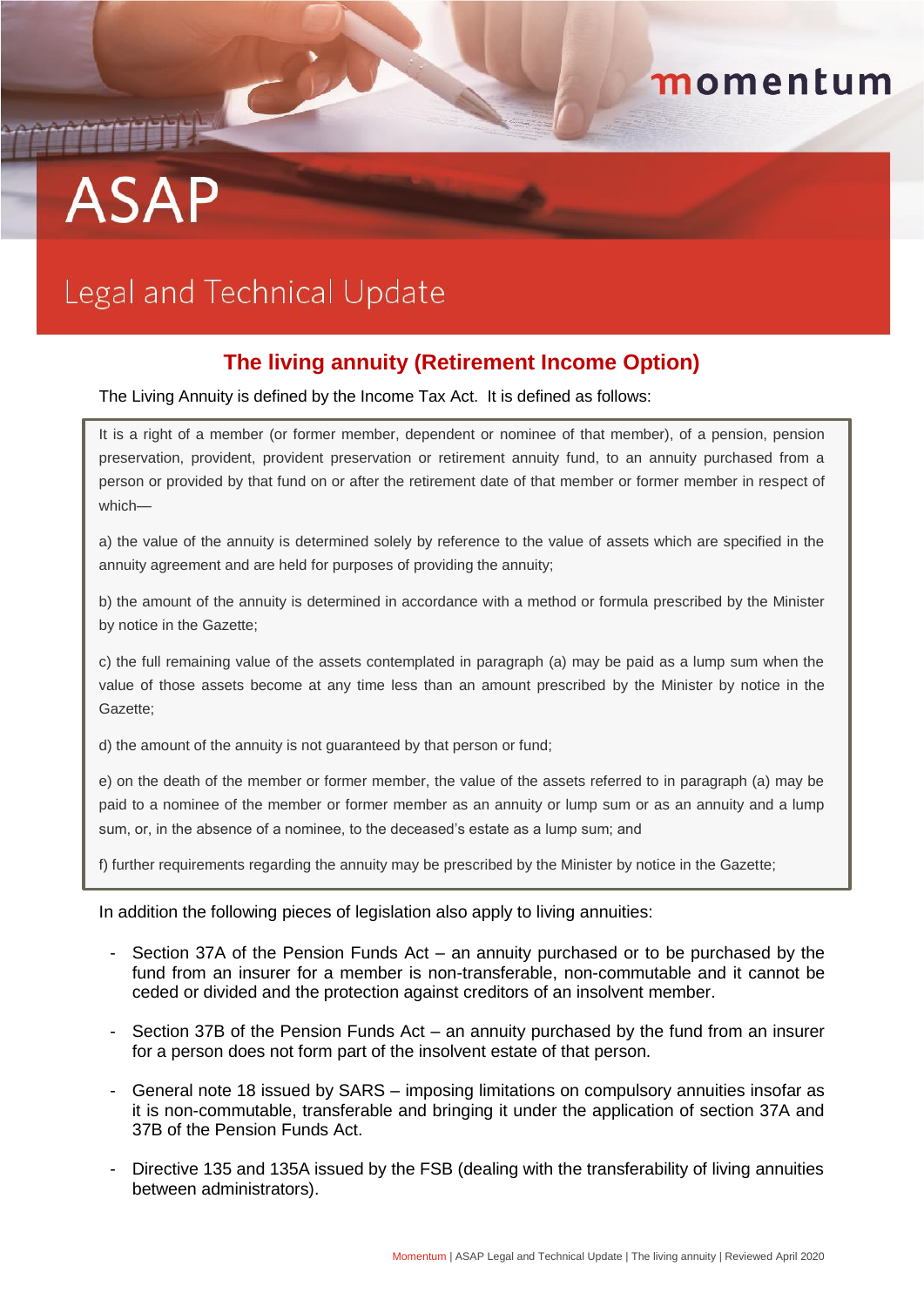# ASAP

## Legal and Technical Update

### The living annuity (Retirement Income Option)

The Living Annuity is defined by the Income Tax Act. It is defined as follows:

> It is a right of a member (or former member, dependent or nominee of that member), of a pension, pension preservation, provident, provident preservation or retirement annuity fund, to an annuity purchased from a person or provided by that fund on or after the retirement date of that member or former member in respect of which—
>
> a) the value of the annuity is determined solely by reference to the value of assets which are specified in the annuity agreement and are held for purposes of providing the annuity;
>
> b) the amount of the annuity is determined in accordance with a method or formula prescribed by the Minister by notice in the Gazette;
>
> c) the full remaining value of the assets contemplated in paragraph (a) may be paid as a lump sum when the value of those assets become at any time less than an amount prescribed by the Minister by notice in the Gazette;
>
> d) the amount of the annuity is not guaranteed by that person or fund;
>
> e) on the death of the member or former member, the value of the assets referred to in paragraph (a) may be paid to a nominee of the member or former member as an annuity or lump sum or as an annuity and a lump sum, or, in the absence of a nominee, to the deceased's estate as a lump sum; and
>
> f) further requirements regarding the annuity may be prescribed by the Minister by notice in the Gazette;

In addition the following pieces of legislation also apply to living annuities:

- Section 37A of the Pension Funds Act – an annuity purchased or to be purchased by the fund from an insurer for a member is non-transferable, non-commutable and it cannot be ceded or divided and the protection against creditors of an insolvent member.
- Section 37B of the Pension Funds Act – an annuity purchased by the fund from an insurer for a person does not form part of the insolvent estate of that person.
- General note 18 issued by SARS – imposing limitations on compulsory annuities insofar as it is non-commutable, transferable and bringing it under the application of section 37A and 37B of the Pension Funds Act.
- Directive 135 and 135A issued by the FSB (dealing with the transferability of living annuities between administrators).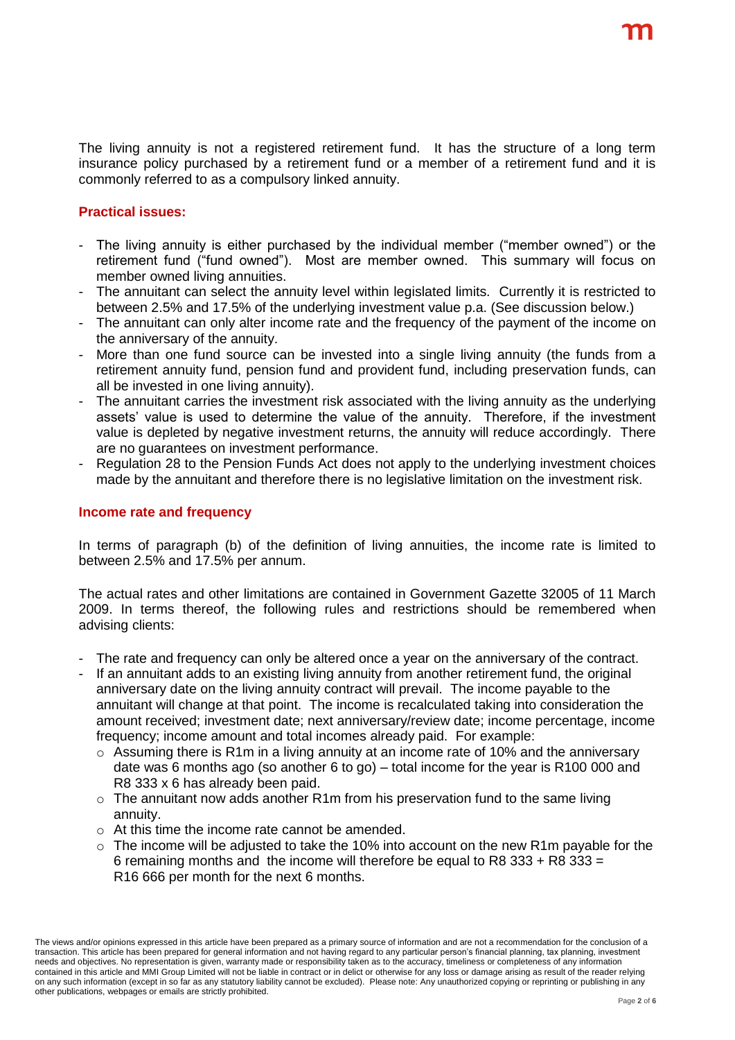The living annuity is not a registered retirement fund. It has the structure of a long term insurance policy purchased by a retirement fund or a member of a retirement fund and it is commonly referred to as a compulsory linked annuity.

**Practical issues:**

- The living annuity is either purchased by the individual member ("member owned") or the retirement fund ("fund owned"). Most are member owned. This summary will focus on member owned living annuities.
- The annuitant can select the annuity level within legislated limits. Currently it is restricted to between 2.5% and 17.5% of the underlying investment value p.a. (See discussion below.)
- The annuitant can only alter income rate and the frequency of the payment of the income on the anniversary of the annuity.
- More than one fund source can be invested into a single living annuity (the funds from a retirement annuity fund, pension fund and provident fund, including preservation funds, can all be invested in one living annuity).
- The annuitant carries the investment risk associated with the living annuity as the underlying assets' value is used to determine the value of the annuity. Therefore, if the investment value is depleted by negative investment returns, the annuity will reduce accordingly. There are no guarantees on investment performance.
- Regulation 28 to the Pension Funds Act does not apply to the underlying investment choices made by the annuitant and therefore there is no legislative limitation on the investment risk.

**Income rate and frequency**

In terms of paragraph (b) of the definition of living annuities, the income rate is limited to between 2.5% and 17.5% per annum.

The actual rates and other limitations are contained in Government Gazette 32005 of 11 March 2009. In terms thereof, the following rules and restrictions should be remembered when advising clients:

- The rate and frequency can only be altered once a year on the anniversary of the contract.
- If an annuitant adds to an existing living annuity from another retirement fund, the original anniversary date on the living annuity contract will prevail. The income payable to the annuitant will change at that point. The income is recalculated taking into consideration the amount received; investment date; next anniversary/review date; income percentage, income frequency; income amount and total incomes already paid. For example:
  - Assuming there is R1m in a living annuity at an income rate of 10% and the anniversary date was 6 months ago (so another 6 to go) – total income for the year is R100 000 and R8 333 x 6 has already been paid.
  - The annuitant now adds another R1m from his preservation fund to the same living annuity.
  - At this time the income rate cannot be amended.
  - The income will be adjusted to take the 10% into account on the new R1m payable for the 6 remaining months and the income will therefore be equal to R8 333 + R8 333 = R16 666 per month for the next 6 months.

The views and/or opinions expressed in this article have been prepared as a primary source of information and are not a recommendation for the conclusion of a transaction. This article has been prepared for general information and not having regard to any particular person's financial planning, tax planning, investment needs and objectives. No representation is given, warranty made or responsibility taken as to the accuracy, timeliness or completeness of any information contained in this article and MMI Group Limited will not be liable in contract or in delict or otherwise for any loss or damage arising as result of the reader relying on any such information (except in so far as any statutory liability cannot be excluded). Please note: Any unauthorized copying or reprinting or publishing in any other publications, webpages or emails are strictly prohibited.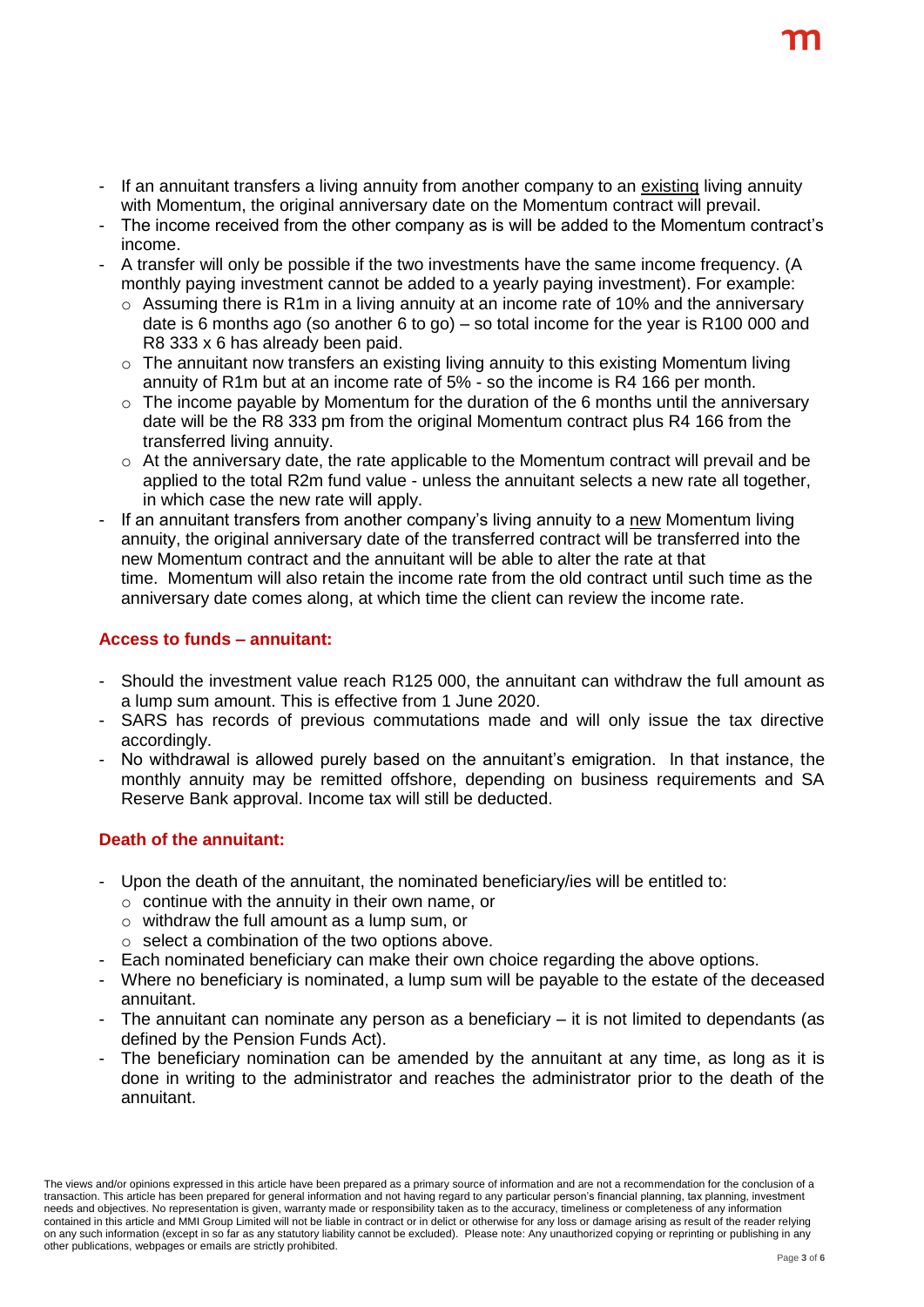- If an annuitant transfers a living annuity from another company to an existing living annuity with Momentum, the original anniversary date on the Momentum contract will prevail.
- The income received from the other company as is will be added to the Momentum contract's income.
- A transfer will only be possible if the two investments have the same income frequency. (A monthly paying investment cannot be added to a yearly paying investment). For example:
  - Assuming there is R1m in a living annuity at an income rate of 10% and the anniversary date is 6 months ago (so another 6 to go) – so total income for the year is R100 000 and R8 333 x 6 has already been paid.
  - The annuitant now transfers an existing living annuity to this existing Momentum living annuity of R1m but at an income rate of 5% - so the income is R4 166 per month.
  - The income payable by Momentum for the duration of the 6 months until the anniversary date will be the R8 333 pm from the original Momentum contract plus R4 166 from the transferred living annuity.
  - At the anniversary date, the rate applicable to the Momentum contract will prevail and be applied to the total R2m fund value - unless the annuitant selects a new rate all together, in which case the new rate will apply.
- If an annuitant transfers from another company's living annuity to a new Momentum living annuity, the original anniversary date of the transferred contract will be transferred into the new Momentum contract and the annuitant will be able to alter the rate at that time. Momentum will also retain the income rate from the old contract until such time as the anniversary date comes along, at which time the client can review the income rate.

### Access to funds – annuitant:

- Should the investment value reach R125 000, the annuitant can withdraw the full amount as a lump sum amount. This is effective from 1 June 2020.
- SARS has records of previous commutations made and will only issue the tax directive accordingly.
- No withdrawal is allowed purely based on the annuitant's emigration. In that instance, the monthly annuity may be remitted offshore, depending on business requirements and SA Reserve Bank approval. Income tax will still be deducted.

### Death of the annuitant:

- Upon the death of the annuitant, the nominated beneficiary/ies will be entitled to:
  - continue with the annuity in their own name, or
  - withdraw the full amount as a lump sum, or
  - select a combination of the two options above.
- Each nominated beneficiary can make their own choice regarding the above options.
- Where no beneficiary is nominated, a lump sum will be payable to the estate of the deceased annuitant.
- The annuitant can nominate any person as a beneficiary – it is not limited to dependants (as defined by the Pension Funds Act).
- The beneficiary nomination can be amended by the annuitant at any time, as long as it is done in writing to the administrator and reaches the administrator prior to the death of the annuitant.

The views and/or opinions expressed in this article have been prepared as a primary source of information and are not a recommendation for the conclusion of a transaction. This article has been prepared for general information and not having regard to any particular person's financial planning, tax planning, investment needs and objectives. No representation is given, warranty made or responsibility taken as to the accuracy, timeliness or completeness of any information contained in this article and MMI Group Limited will not be liable in contract or in delict or otherwise for any loss or damage arising as result of the reader relying on any such information (except in so far as any statutory liability cannot be excluded). Please note: Any unauthorized copying or reprinting or publishing in any other publications, webpages or emails are strictly prohibited.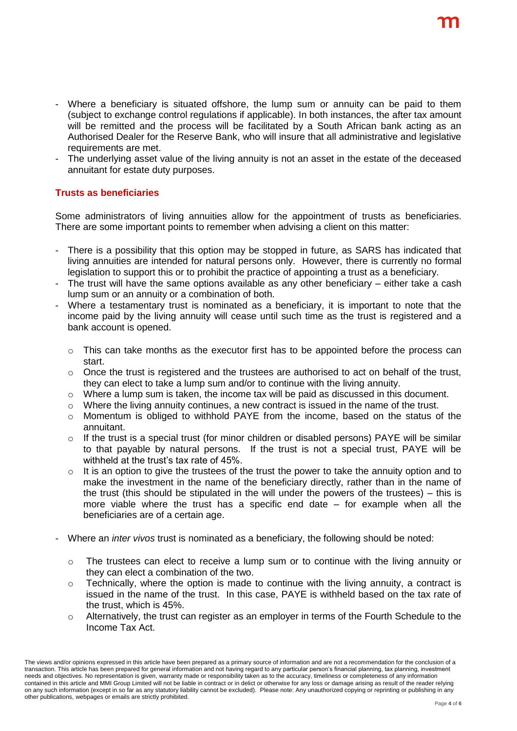- Where a beneficiary is situated offshore, the lump sum or annuity can be paid to them (subject to exchange control regulations if applicable). In both instances, the after tax amount will be remitted and the process will be facilitated by a South African bank acting as an Authorised Dealer for the Reserve Bank, who will insure that all administrative and legislative requirements are met.
- The underlying asset value of the living annuity is not an asset in the estate of the deceased annuitant for estate duty purposes.

## Trusts as beneficiaries

Some administrators of living annuities allow for the appointment of trusts as beneficiaries. There are some important points to remember when advising a client on this matter:

- There is a possibility that this option may be stopped in future, as SARS has indicated that living annuities are intended for natural persons only. However, there is currently no formal legislation to support this or to prohibit the practice of appointing a trust as a beneficiary.
- The trust will have the same options available as any other beneficiary – either take a cash lump sum or an annuity or a combination of both.
- Where a testamentary trust is nominated as a beneficiary, it is important to note that the income paid by the living annuity will cease until such time as the trust is registered and a bank account is opened.
    - This can take months as the executor first has to be appointed before the process can start.
    - Once the trust is registered and the trustees are authorised to act on behalf of the trust, they can elect to take a lump sum and/or to continue with the living annuity.
    - Where a lump sum is taken, the income tax will be paid as discussed in this document.
    - Where the living annuity continues, a new contract is issued in the name of the trust.
    - Momentum is obliged to withhold PAYE from the income, based on the status of the annuitant.
    - If the trust is a special trust (for minor children or disabled persons) PAYE will be similar to that payable by natural persons. If the trust is not a special trust, PAYE will be withheld at the trust's tax rate of 45%.
    - It is an option to give the trustees of the trust the power to take the annuity option and to make the investment in the name of the beneficiary directly, rather than in the name of the trust (this should be stipulated in the will under the powers of the trustees) – this is more viable where the trust has a specific end date – for example when all the beneficiaries are of a certain age.
- Where an *inter vivos* trust is nominated as a beneficiary, the following should be noted:
    - The trustees can elect to receive a lump sum or to continue with the living annuity or they can elect a combination of the two.
    - Technically, where the option is made to continue with the living annuity, a contract is issued in the name of the trust. In this case, PAYE is withheld based on the tax rate of the trust, which is 45%.
    - Alternatively, the trust can register as an employer in terms of the Fourth Schedule to the Income Tax Act.

The views and/or opinions expressed in this article have been prepared as a primary source of information and are not a recommendation for the conclusion of a transaction. This article has been prepared for general information and not having regard to any particular person's financial planning, tax planning, investment needs and objectives. No representation is given, warranty made or responsibility taken as to the accuracy, timeliness or completeness of any information contained in this article and MMI Group Limited will not be liable in contract or in delict or otherwise for any loss or damage arising as result of the reader relying on any such information (except in so far as any statutory liability cannot be excluded). Please note: Any unauthorized copying or reprinting or publishing in any other publications, webpages or emails are strictly prohibited.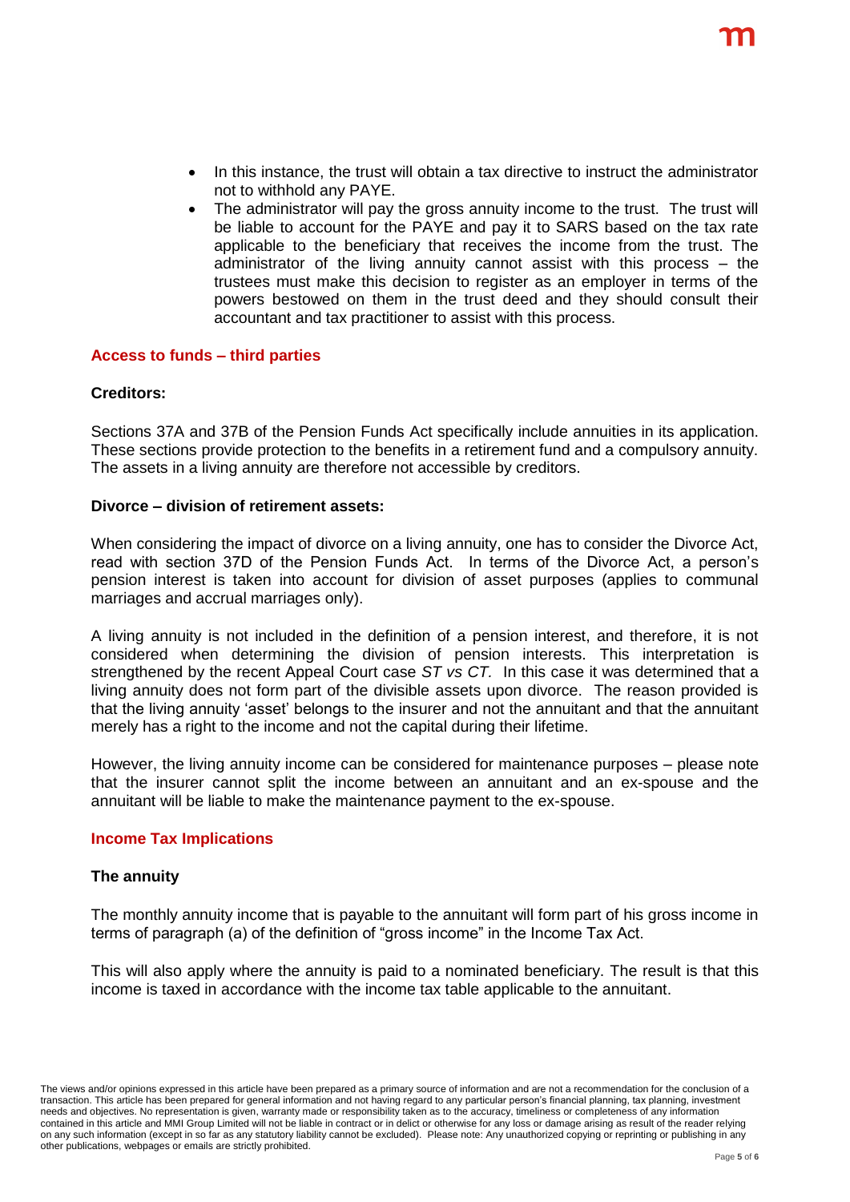- In this instance, the trust will obtain a tax directive to instruct the administrator not to withhold any PAYE.
- The administrator will pay the gross annuity income to the trust. The trust will be liable to account for the PAYE and pay it to SARS based on the tax rate applicable to the beneficiary that receives the income from the trust. The administrator of the living annuity cannot assist with this process – the trustees must make this decision to register as an employer in terms of the powers bestowed on them in the trust deed and they should consult their accountant and tax practitioner to assist with this process.

## Access to funds – third parties

### Creditors:

Sections 37A and 37B of the Pension Funds Act specifically include annuities in its application. These sections provide protection to the benefits in a retirement fund and a compulsory annuity. The assets in a living annuity are therefore not accessible by creditors.

### Divorce – division of retirement assets:

When considering the impact of divorce on a living annuity, one has to consider the Divorce Act, read with section 37D of the Pension Funds Act. In terms of the Divorce Act, a person's pension interest is taken into account for division of asset purposes (applies to communal marriages and accrual marriages only).

A living annuity is not included in the definition of a pension interest, and therefore, it is not considered when determining the division of pension interests. This interpretation is strengthened by the recent Appeal Court case *ST vs CT.* In this case it was determined that a living annuity does not form part of the divisible assets upon divorce. The reason provided is that the living annuity 'asset' belongs to the insurer and not the annuitant and that the annuitant merely has a right to the income and not the capital during their lifetime.

However, the living annuity income can be considered for maintenance purposes – please note that the insurer cannot split the income between an annuitant and an ex-spouse and the annuitant will be liable to make the maintenance payment to the ex-spouse.

## Income Tax Implications

### The annuity

The monthly annuity income that is payable to the annuitant will form part of his gross income in terms of paragraph (a) of the definition of "gross income" in the Income Tax Act.

This will also apply where the annuity is paid to a nominated beneficiary. The result is that this income is taxed in accordance with the income tax table applicable to the annuitant.

The views and/or opinions expressed in this article have been prepared as a primary source of information and are not a recommendation for the conclusion of a transaction. This article has been prepared for general information and not having regard to any particular person's financial planning, tax planning, investment needs and objectives. No representation is given, warranty made or responsibility taken as to the accuracy, timeliness or completeness of any information contained in this article and MMI Group Limited will not be liable in contract or in delict or otherwise for any loss or damage arising as result of the reader relying on any such information (except in so far as any statutory liability cannot be excluded). Please note: Any unauthorized copying or reprinting or publishing in any other publications, webpages or emails are strictly prohibited.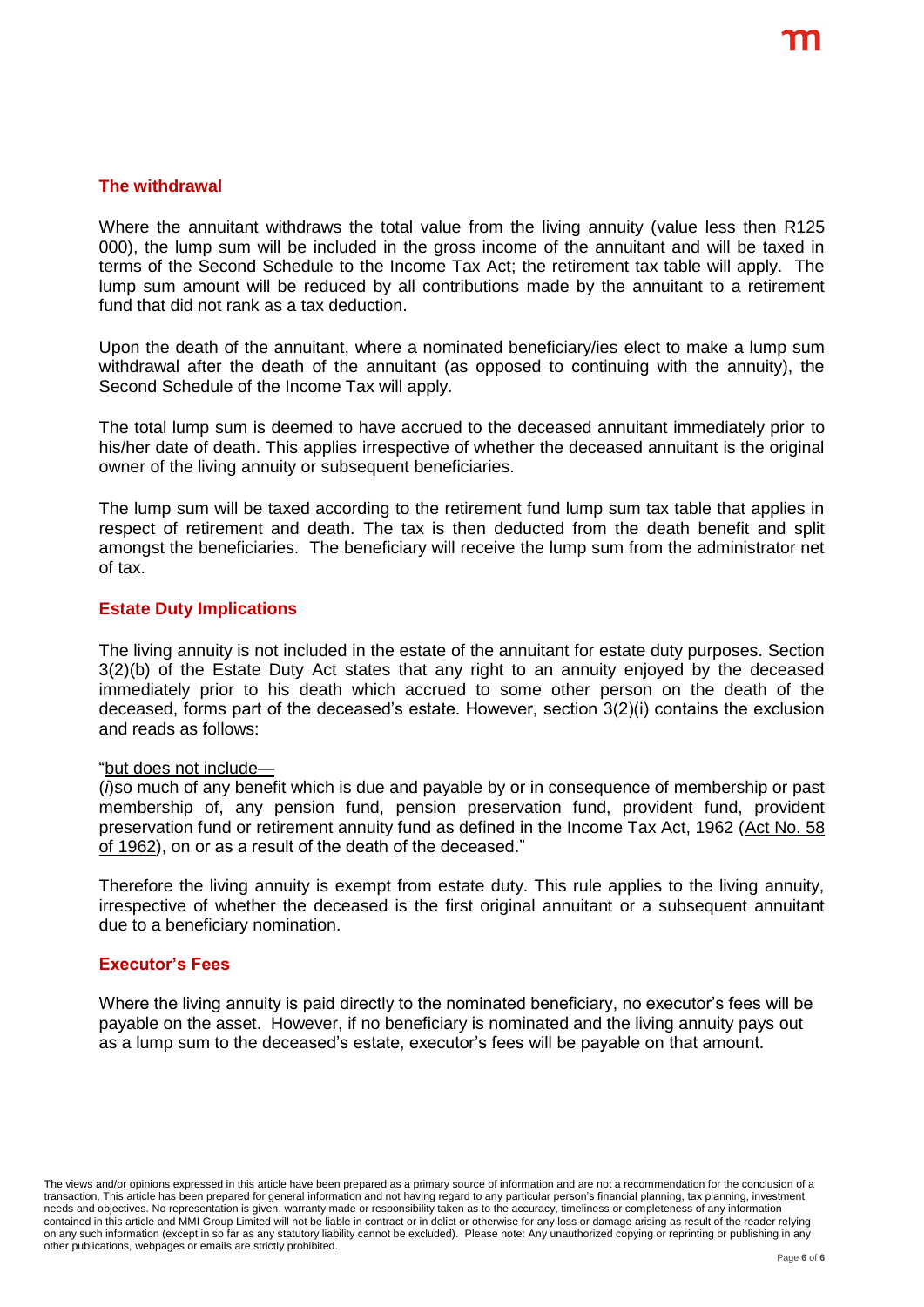### The withdrawal

Where the annuitant withdraws the total value from the living annuity (value less then R125 000), the lump sum will be included in the gross income of the annuitant and will be taxed in terms of the Second Schedule to the Income Tax Act; the retirement tax table will apply. The lump sum amount will be reduced by all contributions made by the annuitant to a retirement fund that did not rank as a tax deduction.

Upon the death of the annuitant, where a nominated beneficiary/ies elect to make a lump sum withdrawal after the death of the annuitant (as opposed to continuing with the annuity), the Second Schedule of the Income Tax will apply.

The total lump sum is deemed to have accrued to the deceased annuitant immediately prior to his/her date of death. This applies irrespective of whether the deceased annuitant is the original owner of the living annuity or subsequent beneficiaries.

The lump sum will be taxed according to the retirement fund lump sum tax table that applies in respect of retirement and death. The tax is then deducted from the death benefit and split amongst the beneficiaries. The beneficiary will receive the lump sum from the administrator net of tax.

### Estate Duty Implications

The living annuity is not included in the estate of the annuitant for estate duty purposes. Section 3(2)(b) of the Estate Duty Act states that any right to an annuity enjoyed by the deceased immediately prior to his death which accrued to some other person on the death of the deceased, forms part of the deceased's estate. However, section 3(2)(i) contains the exclusion and reads as follows:

"but does not include—
(*i*)so much of any benefit which is due and payable by or in consequence of membership or past membership of, any pension fund, pension preservation fund, provident fund, provident preservation fund or retirement annuity fund as defined in the Income Tax Act, 1962 (Act No. 58 of 1962), on or as a result of the death of the deceased."

Therefore the living annuity is exempt from estate duty. This rule applies to the living annuity, irrespective of whether the deceased is the first original annuitant or a subsequent annuitant due to a beneficiary nomination.

### Executor's Fees

Where the living annuity is paid directly to the nominated beneficiary, no executor's fees will be payable on the asset. However, if no beneficiary is nominated and the living annuity pays out as a lump sum to the deceased's estate, executor's fees will be payable on that amount.

The views and/or opinions expressed in this article have been prepared as a primary source of information and are not a recommendation for the conclusion of a transaction. This article has been prepared for general information and not having regard to any particular person's financial planning, tax planning, investment needs and objectives. No representation is given, warranty made or responsibility taken as to the accuracy, timeliness or completeness of any information contained in this article and MMI Group Limited will not be liable in contract or in delict or otherwise for any loss or damage arising as result of the reader relying on any such information (except in so far as any statutory liability cannot be excluded). Please note: Any unauthorized copying or reprinting or publishing in any other publications, webpages or emails are strictly prohibited.